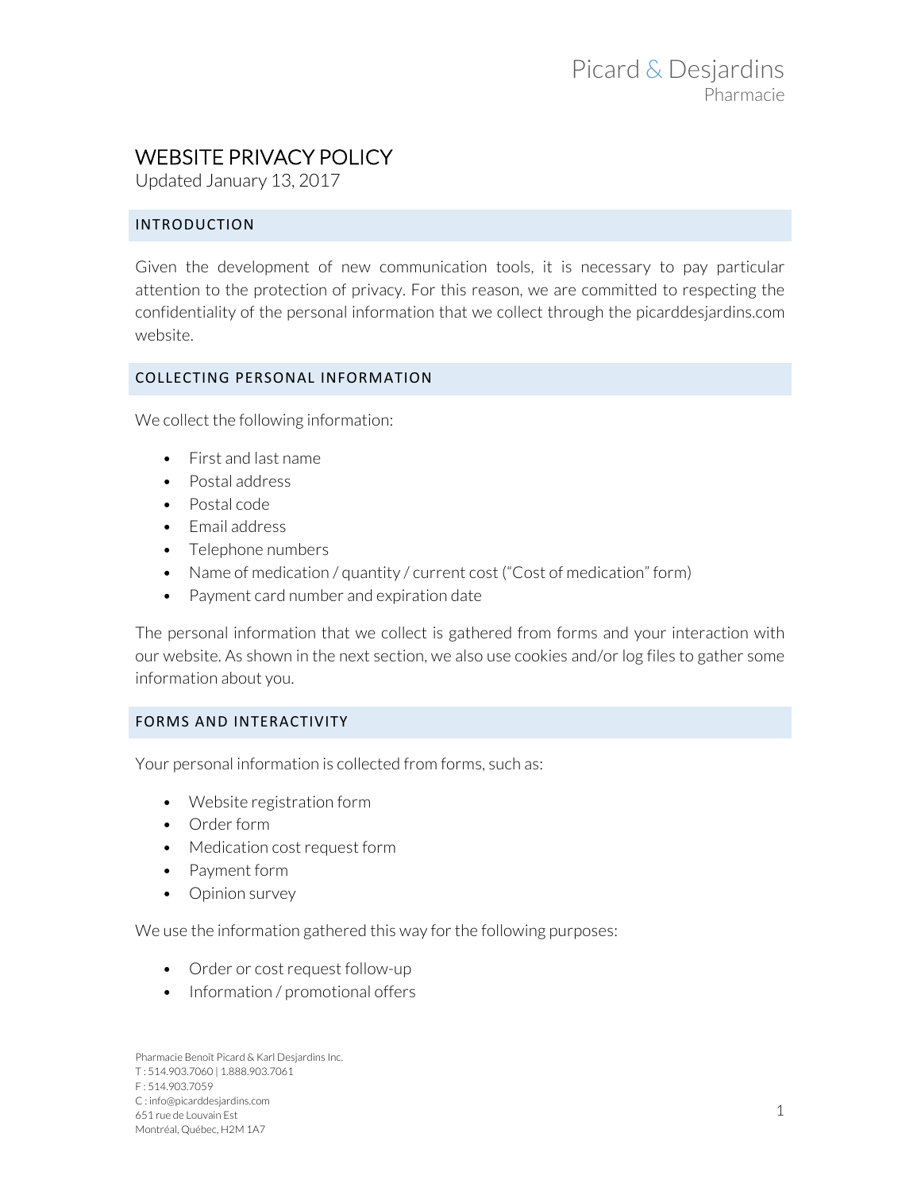Picard & Desjardins
Pharmacie

# WEBSITE PRIVACY POLICY

Updated January 13, 2017

## INTRODUCTION

Given the development of new communication tools, it is necessary to pay particular attention to the protection of privacy. For this reason, we are committed to respecting the confidentiality of the personal information that we collect through the picarddesjardins.com website.

## COLLECTING PERSONAL INFORMATION

We collect the following information:

- First and last name
- Postal address
- Postal code
- Email address
- Telephone numbers
- Name of medication / quantity / current cost ("Cost of medication" form)
- Payment card number and expiration date

The personal information that we collect is gathered from forms and your interaction with our website. As shown in the next section, we also use cookies and/or log files to gather some information about you.

## FORMS AND INTERACTIVITY

Your personal information is collected from forms, such as:

- Website registration form
- Order form
- Medication cost request form
- Payment form
- Opinion survey

We use the information gathered this way for the following purposes:

- Order or cost request follow-up
- Information / promotional offers

Pharmacie Benoît Picard & Karl Desjardins Inc.
T : 514.903.7060 | 1.888.903.7061
F : 514.903.7059
C : info@picarddesjardins.com
651 rue de Louvain Est
Montréal, Québec, H2M 1A7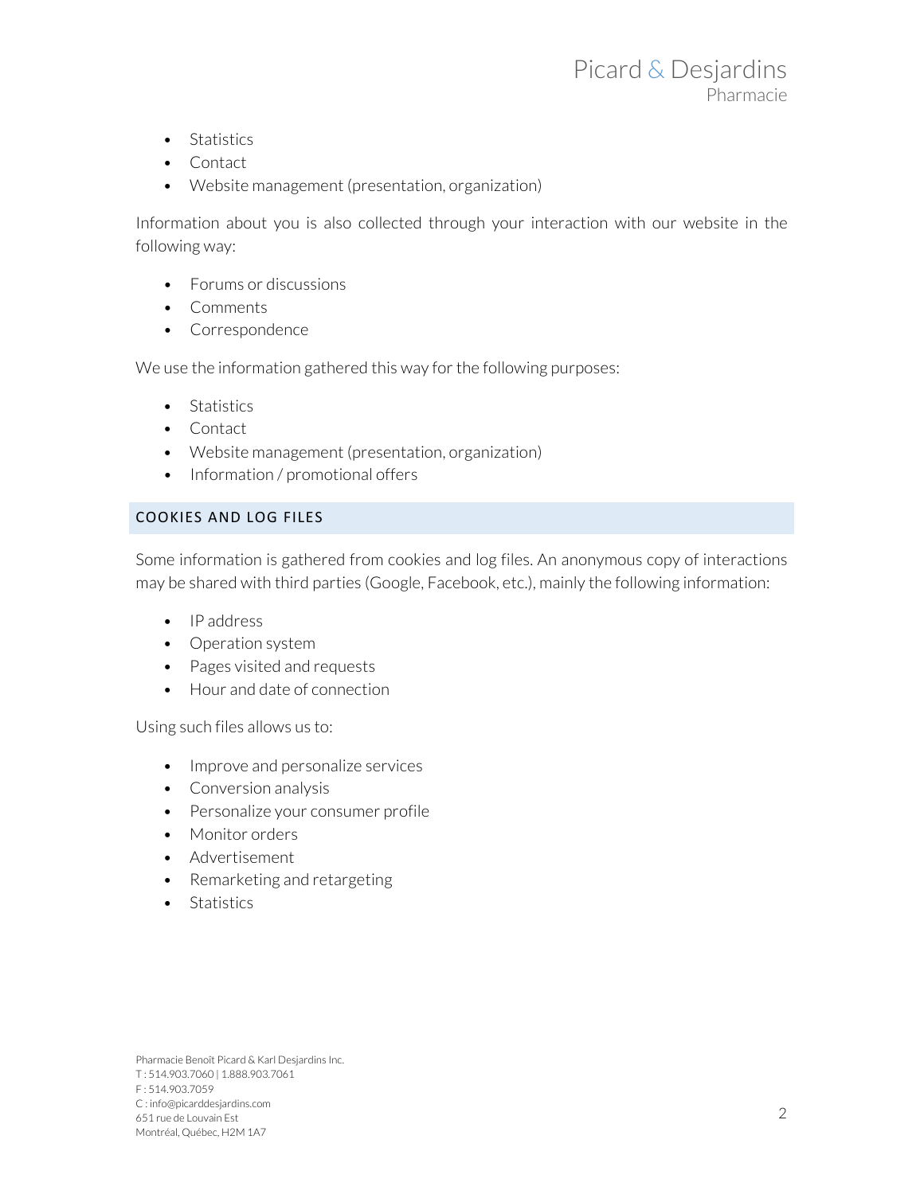- Statistics
- Contact
- Website management (presentation, organization)

Information about you is also collected through your interaction with our website in the following way:

- Forums or discussions
- Comments
- Correspondence

We use the information gathered this way for the following purposes:

- Statistics
- Contact
- Website management (presentation, organization)
- Information / promotional offers

## COOKIES AND LOG FILES

Some information is gathered from cookies and log files. An anonymous copy of interactions may be shared with third parties (Google, Facebook, etc.), mainly the following information:

- IP address
- Operation system
- Pages visited and requests
- Hour and date of connection

Using such files allows us to:

- Improve and personalize services
- Conversion analysis
- Personalize your consumer profile
- Monitor orders
- Advertisement
- Remarketing and retargeting
- Statistics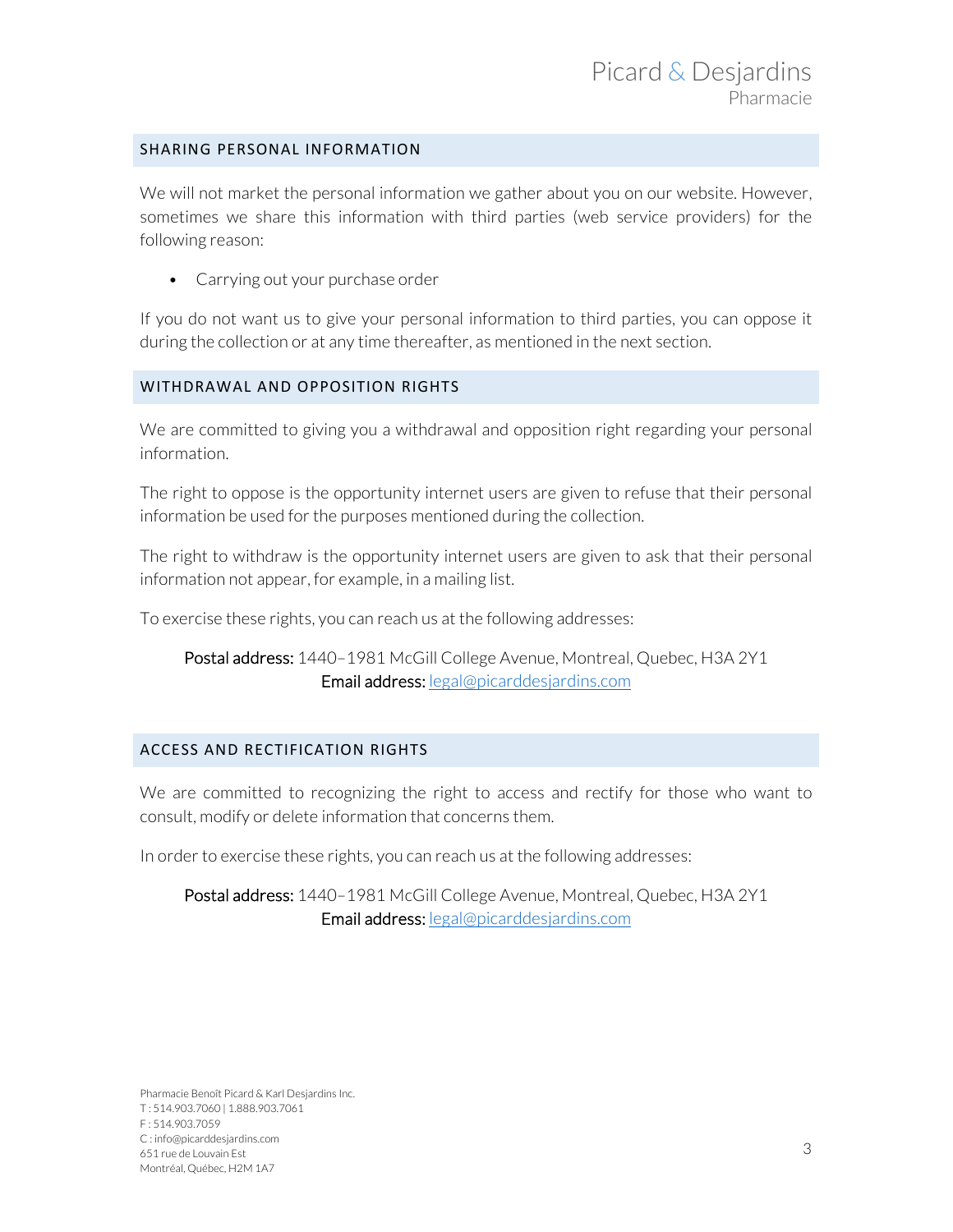## SHARING PERSONAL INFORMATION

We will not market the personal information we gather about you on our website. However, sometimes we share this information with third parties (web service providers) for the following reason:

- Carrying out your purchase order

If you do not want us to give your personal information to third parties, you can oppose it during the collection or at any time thereafter, as mentioned in the next section.

## WITHDRAWAL AND OPPOSITION RIGHTS

We are committed to giving you a withdrawal and opposition right regarding your personal information.

The right to oppose is the opportunity internet users are given to refuse that their personal information be used for the purposes mentioned during the collection.

The right to withdraw is the opportunity internet users are given to ask that their personal information not appear, for example, in a mailing list.

To exercise these rights, you can reach us at the following addresses:

Postal address: 1440–1981 McGill College Avenue, Montreal, Quebec, H3A 2Y1
Email address: legal@picarddesjardins.com

## ACCESS AND RECTIFICATION RIGHTS

We are committed to recognizing the right to access and rectify for those who want to consult, modify or delete information that concerns them.

In order to exercise these rights, you can reach us at the following addresses:

Postal address: 1440–1981 McGill College Avenue, Montreal, Quebec, H3A 2Y1
Email address: legal@picarddesjardins.com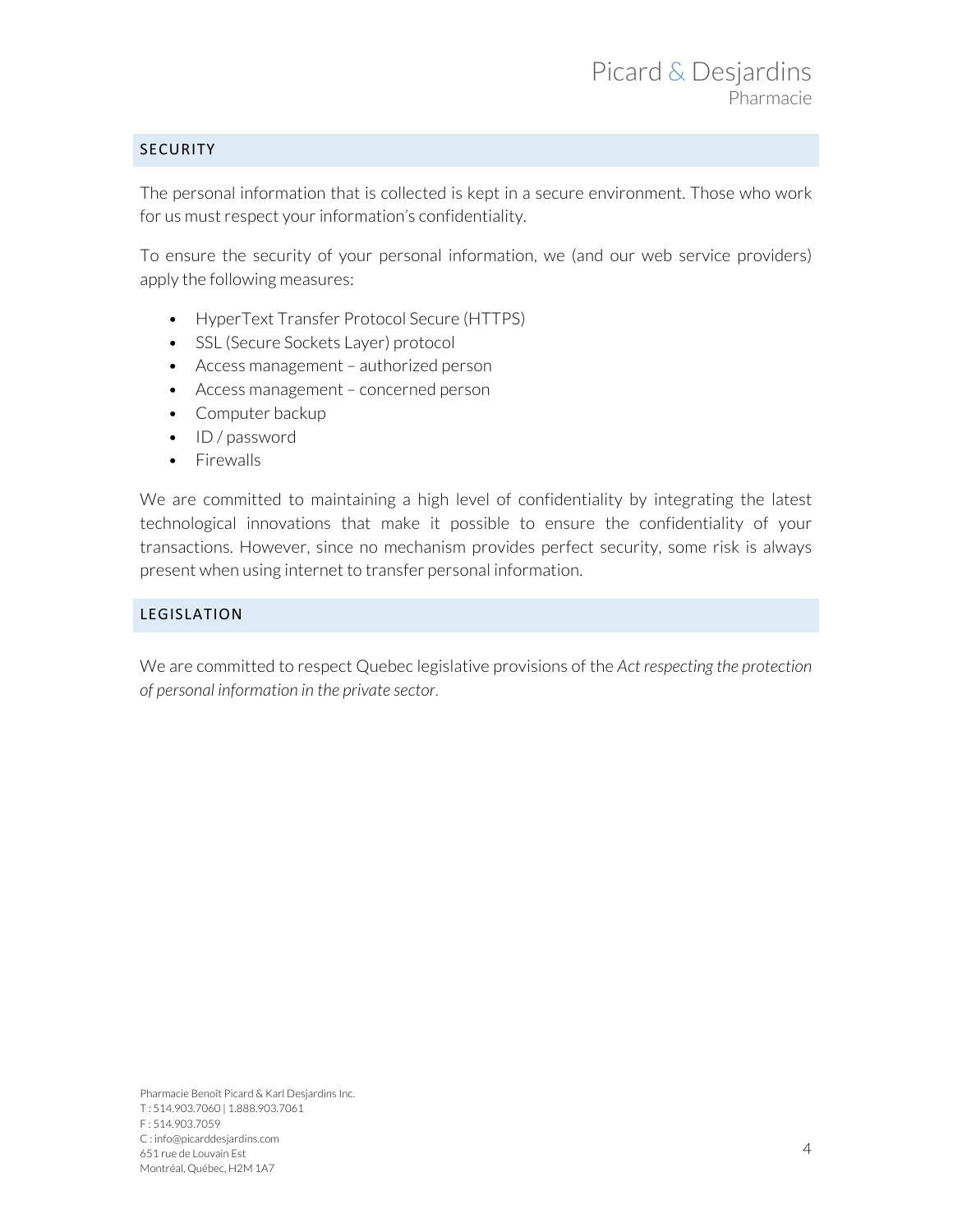## SECURITY

The personal information that is collected is kept in a secure environment. Those who work for us must respect your information's confidentiality.

To ensure the security of your personal information, we (and our web service providers) apply the following measures:

- HyperText Transfer Protocol Secure (HTTPS)
- SSL (Secure Sockets Layer) protocol
- Access management – authorized person
- Access management – concerned person
- Computer backup
- ID / password
- Firewalls

We are committed to maintaining a high level of confidentiality by integrating the latest technological innovations that make it possible to ensure the confidentiality of your transactions. However, since no mechanism provides perfect security, some risk is always present when using internet to transfer personal information.

## LEGISLATION

We are committed to respect Quebec legislative provisions of the *Act respecting the protection of personal information in the private sector*.